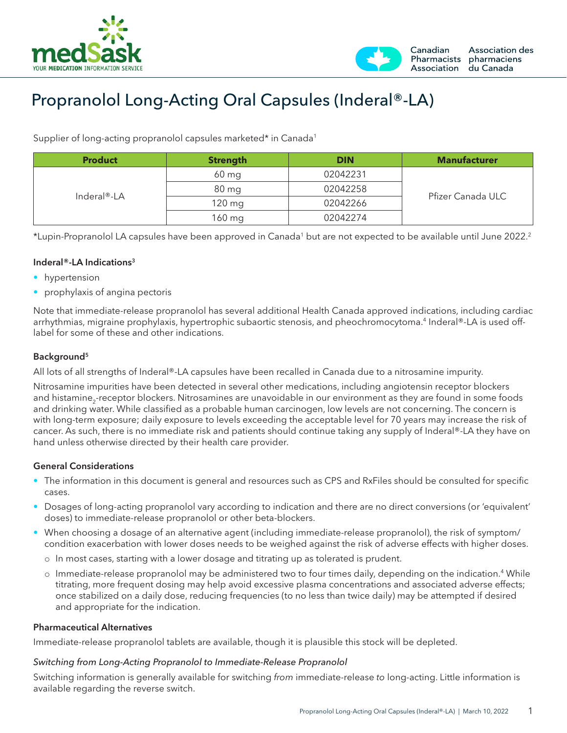# Propranolol Long-Acting Oral Capsules (Inderal®-LA)

Supplier of long-acting propranolol capsules marketed* in Canada[1]

| Product | Strength | DIN | Manufacturer |
|---|---|---|---|
| Inderal®-LA | 60 mg | 02042231 | Pfizer Canada ULC |
| | 80 mg | 02042258 | |
| | 120 mg | 02042266 | |
| | 160 mg | 02042274 | |

*Lupin-Propranolol LA capsules have been approved in Canada[1] but are not expected to be available until June 2022.[2]

#### Inderal®-LA Indications[3]

- hypertension
- prophylaxis of angina pectoris

Note that immediate-release propranolol has several additional Health Canada approved indications, including cardiac arrhythmias, migraine prophylaxis, hypertrophic subaortic stenosis, and pheochromocytoma.[4] Inderal®-LA is used off-label for some of these and other indications.

#### Background[5]

All lots of all strengths of Inderal®-LA capsules have been recalled in Canada due to a nitrosamine impurity.

Nitrosamine impurities have been detected in several other medications, including angiotensin receptor blockers and histamine$_2$-receptor blockers. Nitrosamines are unavoidable in our environment as they are found in some foods and drinking water. While classified as a probable human carcinogen, low levels are not concerning. The concern is with long-term exposure; daily exposure to levels exceeding the acceptable level for 70 years may increase the risk of cancer. As such, there is no immediate risk and patients should continue taking any supply of Inderal®-LA they have on hand unless otherwise directed by their health care provider.

#### General Considerations

- The information in this document is general and resources such as CPS and RxFiles should be consulted for specific cases.
- Dosages of long-acting propranolol vary according to indication and there are no direct conversions (or 'equivalent' doses) to immediate-release propranolol or other beta-blockers.
- When choosing a dosage of an alternative agent (including immediate-release propranolol), the risk of symptom/condition exacerbation with lower doses needs to be weighed against the risk of adverse effects with higher doses.
  - In most cases, starting with a lower dosage and titrating up as tolerated is prudent.
  - Immediate-release propranolol may be administered two to four times daily, depending on the indication.[4] While titrating, more frequent dosing may help avoid excessive plasma concentrations and associated adverse effects; once stabilized on a daily dose, reducing frequencies (to no less than twice daily) may be attempted if desired and appropriate for the indication.

#### Pharmaceutical Alternatives

Immediate-release propranolol tablets are available, though it is plausible this stock will be depleted.

##### *Switching from Long-Acting Propranolol to Immediate-Release Propranolol*

Switching information is generally available for switching *from* immediate-release *to* long-acting. Little information is available regarding the reverse switch.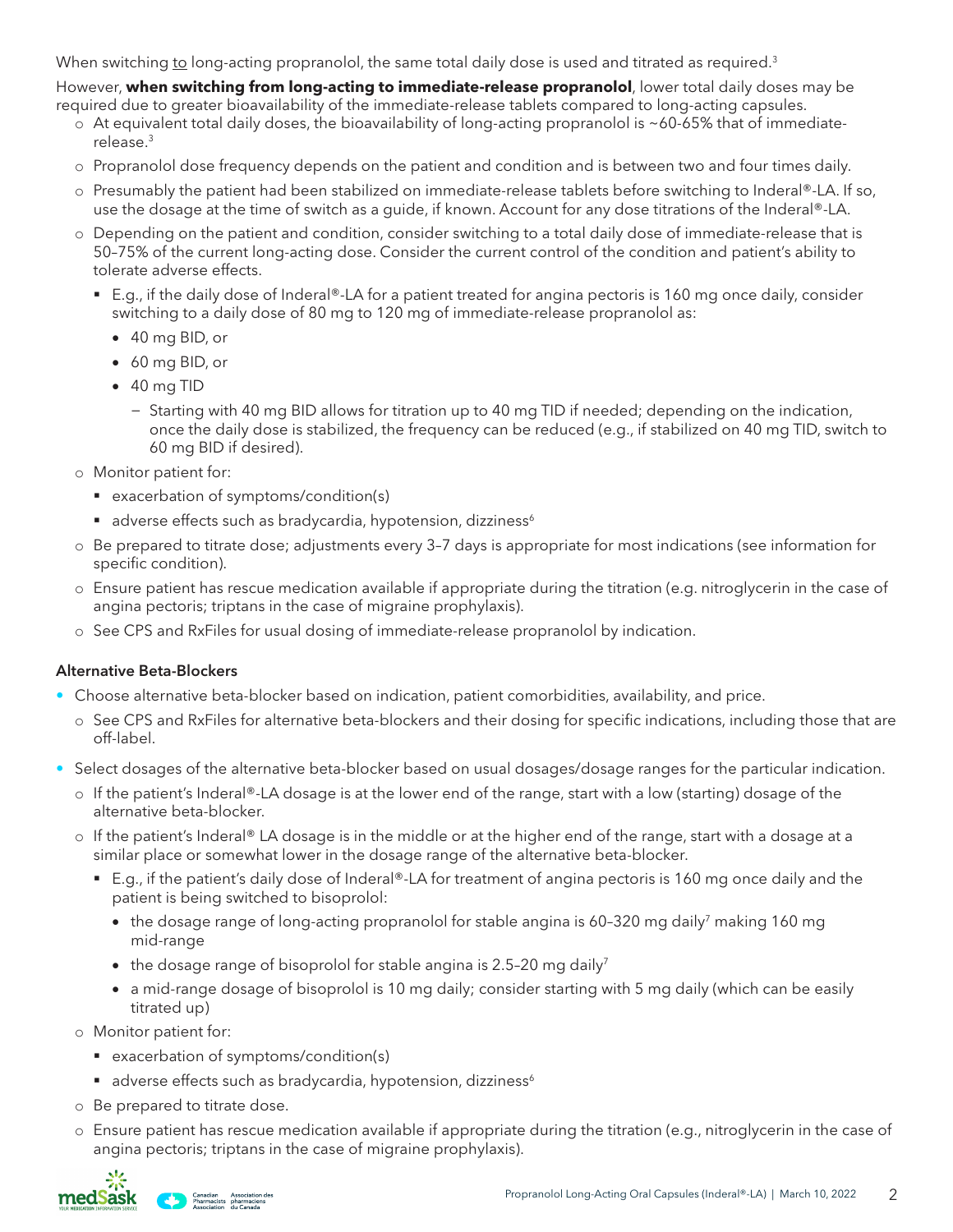When switching to long-acting propranolol, the same total daily dose is used and titrated as required.[3]

However, **when switching from long-acting to immediate-release propranolol**, lower total daily doses may be required due to greater bioavailability of the immediate-release tablets compared to long-acting capsules.

- At equivalent total daily doses, the bioavailability of long-acting propranolol is ~60-65% that of immediate-release.[3]
- Propranolol dose frequency depends on the patient and condition and is between two and four times daily.
- Presumably the patient had been stabilized on immediate-release tablets before switching to Inderal®-LA. If so, use the dosage at the time of switch as a guide, if known. Account for any dose titrations of the Inderal®-LA.
- Depending on the patient and condition, consider switching to a total daily dose of immediate-release that is 50–75% of the current long-acting dose. Consider the current control of the condition and patient's ability to tolerate adverse effects.
  - E.g., if the daily dose of Inderal®-LA for a patient treated for angina pectoris is 160 mg once daily, consider switching to a daily dose of 80 mg to 120 mg of immediate-release propranolol as:
    - 40 mg BID, or
    - 60 mg BID, or
    - 40 mg TID
      - Starting with 40 mg BID allows for titration up to 40 mg TID if needed; depending on the indication, once the daily dose is stabilized, the frequency can be reduced (e.g., if stabilized on 40 mg TID, switch to 60 mg BID if desired).
- Monitor patient for:
  - exacerbation of symptoms/condition(s)
  - adverse effects such as bradycardia, hypotension, dizziness[6]
- Be prepared to titrate dose; adjustments every 3–7 days is appropriate for most indications (see information for specific condition).
- Ensure patient has rescue medication available if appropriate during the titration (e.g. nitroglycerin in the case of angina pectoris; triptans in the case of migraine prophylaxis).
- See CPS and RxFiles for usual dosing of immediate-release propranolol by indication.

### Alternative Beta-Blockers

- Choose alternative beta-blocker based on indication, patient comorbidities, availability, and price.
  - See CPS and RxFiles for alternative beta-blockers and their dosing for specific indications, including those that are off-label.
- Select dosages of the alternative beta-blocker based on usual dosages/dosage ranges for the particular indication.
  - If the patient's Inderal®-LA dosage is at the lower end of the range, start with a low (starting) dosage of the alternative beta-blocker.
  - If the patient's Inderal® LA dosage is in the middle or at the higher end of the range, start with a dosage at a similar place or somewhat lower in the dosage range of the alternative beta-blocker.
    - E.g., if the patient's daily dose of Inderal®-LA for treatment of angina pectoris is 160 mg once daily and the patient is being switched to bisoprolol:
      - the dosage range of long-acting propranolol for stable angina is 60–320 mg daily[7] making 160 mg mid-range
      - the dosage range of bisoprolol for stable angina is 2.5–20 mg daily[7]
      - a mid-range dosage of bisoprolol is 10 mg daily; consider starting with 5 mg daily (which can be easily titrated up)
  - Monitor patient for:
    - exacerbation of symptoms/condition(s)
    - adverse effects such as bradycardia, hypotension, dizziness[6]
  - Be prepared to titrate dose.
  - Ensure patient has rescue medication available if appropriate during the titration (e.g., nitroglycerin in the case of angina pectoris; triptans in the case of migraine prophylaxis).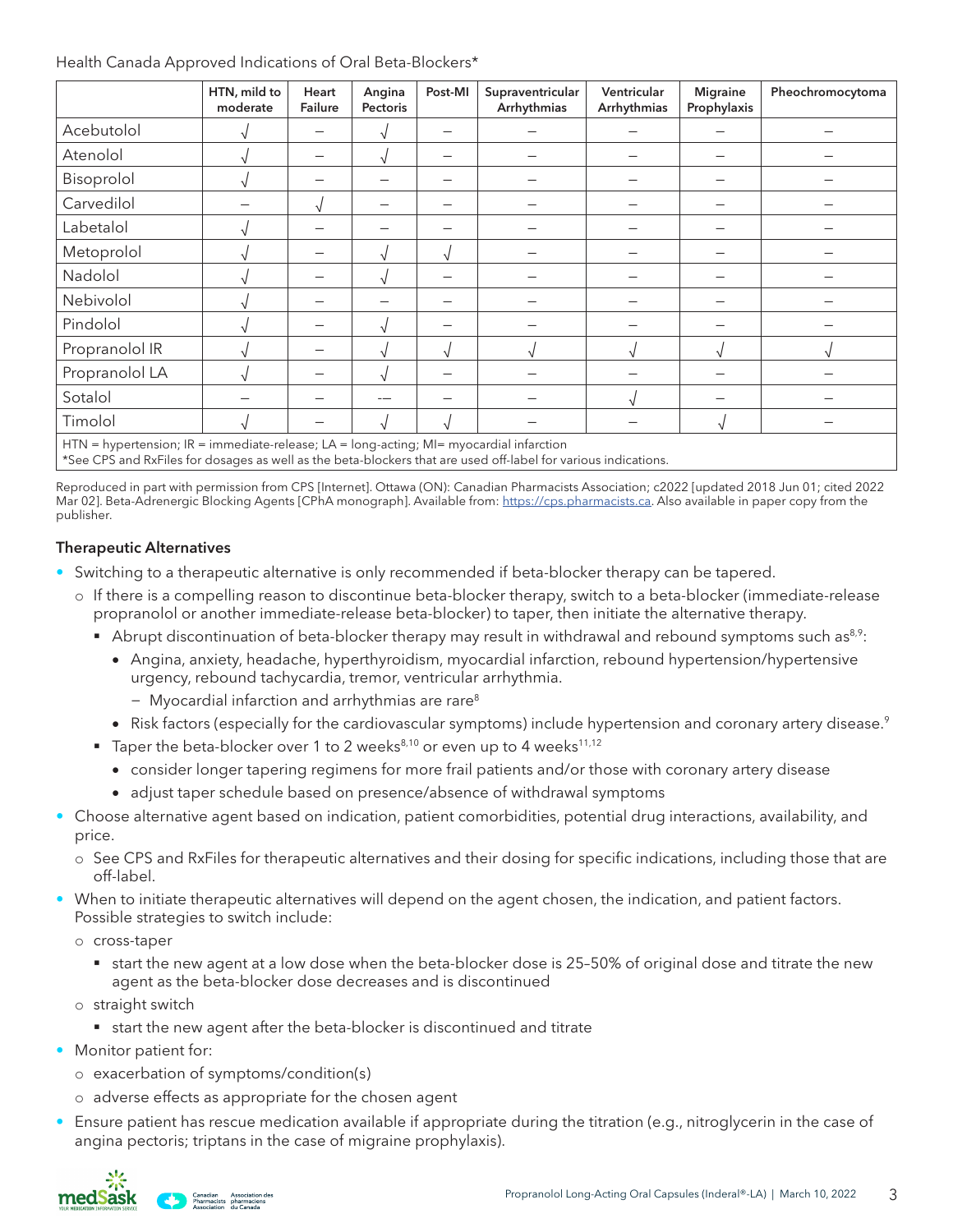Health Canada Approved Indications of Oral Beta-Blockers*

| | HTN, mild to moderate | Heart Failure | Angina Pectoris | Post-MI | Supraventricular Arrhythmias | Ventricular Arrhythmias | Migraine Prophylaxis | Pheochromocytoma |
|---|---|---|---|---|---|---|---|---|
| Acebutolol | √ | – | √ | – | – | – | – | – |
| Atenolol | √ | – | √ | – | – | – | – | – |
| Bisoprolol | √ | – | – | – | – | – | – | – |
| Carvedilol | – | √ | – | – | – | – | – | – |
| Labetalol | √ | – | – | – | – | – | – | – |
| Metoprolol | √ | – | √ | √ | – | – | – | – |
| Nadolol | √ | – | √ | – | – | – | – | – |
| Nebivolol | √ | – | – | – | – | – | – | – |
| Pindolol | √ | – | √ | – | – | – | – | – |
| Propranolol IR | √ | – | √ | √ | √ | √ | √ | √ |
| Propranolol LA | √ | – | √ | – | – | – | – | – |
| Sotalol | – | – | -– | – | – | √ | – | – |
| Timolol | √ | – | √ | √ | – | – | √ | – |

HTN = hypertension; IR = immediate-release; LA = long-acting; MI= myocardial infarction
*See CPS and RxFiles for dosages as well as the beta-blockers that are used off-label for various indications.

Reproduced in part with permission from CPS [Internet]. Ottawa (ON): Canadian Pharmacists Association; c2022 [updated 2018 Jun 01; cited 2022 Mar 02]. Beta-Adrenergic Blocking Agents [CPhA monograph]. Available from: https://cps.pharmacists.ca. Also available in paper copy from the publisher.

**Therapeutic Alternatives**

- Switching to a therapeutic alternative is only recommended if beta-blocker therapy can be tapered.
  - If there is a compelling reason to discontinue beta-blocker therapy, switch to a beta-blocker (immediate-release propranolol or another immediate-release beta-blocker) to taper, then initiate the alternative therapy.
    - Abrupt discontinuation of beta-blocker therapy may result in withdrawal and rebound symptoms such as[8,9]:
      - Angina, anxiety, headache, hyperthyroidism, myocardial infarction, rebound hypertension/hypertensive urgency, rebound tachycardia, tremor, ventricular arrhythmia.
        - Myocardial infarction and arrhythmias are rare[8]
      - Risk factors (especially for the cardiovascular symptoms) include hypertension and coronary artery disease.[9]
    - Taper the beta-blocker over 1 to 2 weeks[8,10] or even up to 4 weeks[11,12]
      - consider longer tapering regimens for more frail patients and/or those with coronary artery disease
      - adjust taper schedule based on presence/absence of withdrawal symptoms
- Choose alternative agent based on indication, patient comorbidities, potential drug interactions, availability, and price.
  - See CPS and RxFiles for therapeutic alternatives and their dosing for specific indications, including those that are off-label.
- When to initiate therapeutic alternatives will depend on the agent chosen, the indication, and patient factors. Possible strategies to switch include:
  - cross-taper
    - start the new agent at a low dose when the beta-blocker dose is 25–50% of original dose and titrate the new agent as the beta-blocker dose decreases and is discontinued
  - straight switch
    - start the new agent after the beta-blocker is discontinued and titrate
- Monitor patient for:
  - exacerbation of symptoms/condition(s)
  - adverse effects as appropriate for the chosen agent
- Ensure patient has rescue medication available if appropriate during the titration (e.g., nitroglycerin in the case of angina pectoris; triptans in the case of migraine prophylaxis).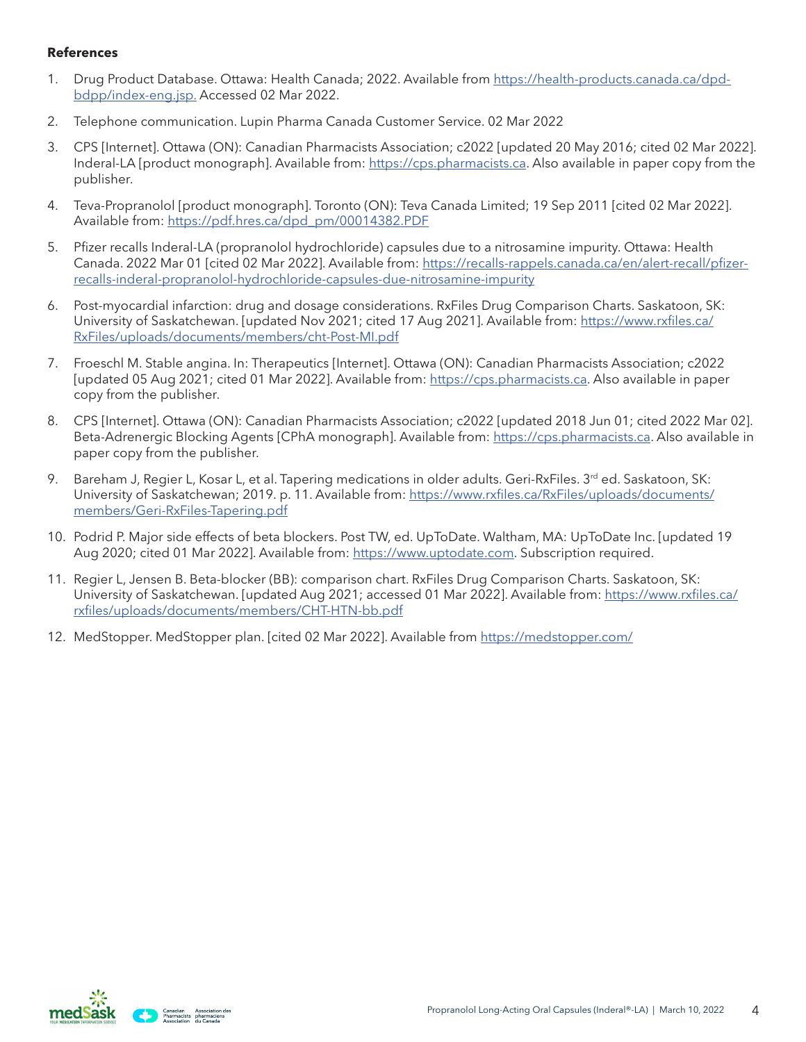**References**

1. Drug Product Database. Ottawa: Health Canada; 2022. Available from https://health-products.canada.ca/dpd-bdpp/index-eng.jsp. Accessed 02 Mar 2022.
2. Telephone communication. Lupin Pharma Canada Customer Service. 02 Mar 2022
3. CPS [Internet]. Ottawa (ON): Canadian Pharmacists Association; c2022 [updated 20 May 2016; cited 02 Mar 2022]. Inderal-LA [product monograph]. Available from: https://cps.pharmacists.ca. Also available in paper copy from the publisher.
4. Teva-Propranolol [product monograph]. Toronto (ON): Teva Canada Limited; 19 Sep 2011 [cited 02 Mar 2022]. Available from: https://pdf.hres.ca/dpd_pm/00014382.PDF
5. Pfizer recalls Inderal-LA (propranolol hydrochloride) capsules due to a nitrosamine impurity. Ottawa: Health Canada. 2022 Mar 01 [cited 02 Mar 2022]. Available from: https://recalls-rappels.canada.ca/en/alert-recall/pfizer-recalls-inderal-propranolol-hydrochloride-capsules-due-nitrosamine-impurity
6. Post-myocardial infarction: drug and dosage considerations. RxFiles Drug Comparison Charts. Saskatoon, SK: University of Saskatchewan. [updated Nov 2021; cited 17 Aug 2021]. Available from: https://www.rxfiles.ca/RxFiles/uploads/documents/members/cht-Post-MI.pdf
7. Froeschl M. Stable angina. In: Therapeutics [Internet]. Ottawa (ON): Canadian Pharmacists Association; c2022 [updated 05 Aug 2021; cited 01 Mar 2022]. Available from: https://cps.pharmacists.ca. Also available in paper copy from the publisher.
8. CPS [Internet]. Ottawa (ON): Canadian Pharmacists Association; c2022 [updated 2018 Jun 01; cited 2022 Mar 02]. Beta-Adrenergic Blocking Agents [CPhA monograph]. Available from: https://cps.pharmacists.ca. Also available in paper copy from the publisher.
9. Bareham J, Regier L, Kosar L, et al. Tapering medications in older adults. Geri-RxFiles. 3rd ed. Saskatoon, SK: University of Saskatchewan; 2019. p. 11. Available from: https://www.rxfiles.ca/RxFiles/uploads/documents/members/Geri-RxFiles-Tapering.pdf
10. Podrid P. Major side effects of beta blockers. Post TW, ed. UpToDate. Waltham, MA: UpToDate Inc. [updated 19 Aug 2020; cited 01 Mar 2022]. Available from: https://www.uptodate.com. Subscription required.
11. Regier L, Jensen B. Beta-blocker (BB): comparison chart. RxFiles Drug Comparison Charts. Saskatoon, SK: University of Saskatchewan. [updated Aug 2021; accessed 01 Mar 2022]. Available from: https://www.rxfiles.ca/rxfiles/uploads/documents/members/CHT-HTN-bb.pdf
12. MedStopper. MedStopper plan. [cited 02 Mar 2022]. Available from https://medstopper.com/